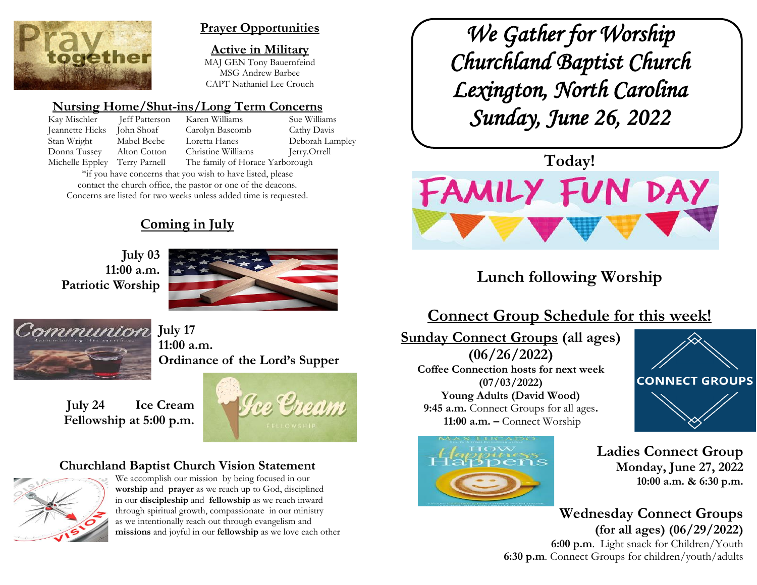## Prayer Opportunities

### Active in Military

MAJ GEN Tony Bauernfeind
MSG Andrew Barbee
CAPT Nathaniel Lee Crouch

### Nursing Home/Shut-ins/Long Term Concerns

| | | | |
|---|---|---|---|
| Kay Mischler | Jeff Patterson | Karen Williams | Sue Williams |
| Jeannette Hicks | John Shoaf | Carolyn Bascomb | Cathy Davis |
| Stan Wright | Mabel Beebe | Loretta Hanes | Deborah Lampley |
| Donna Tussey | Alton Cotton | Christine Williams | Jerry.Orrell |
| Michelle Eppley | Terry Parnell | The family of Horace Yarborough | |

*if you have concerns that you wish to have listed, please contact the church office, the pastor or one of the deacons. Concerns are listed for two weeks unless added time is requested.

## Coming in July

**July 03**
**11:00 a.m.**
**Patriotic Worship**

**July 17**
**11:00 a.m.**
**Ordinance of the Lord's Supper**

**July 24 Ice Cream Fellowship at 5:00 p.m.**

### Churchland Baptist Church Vision Statement

We accomplish our mission by being focused in our **worship** and **prayer** as we reach up to God, disciplined in our **discipleship** and **fellowship** as we reach inward through spiritual growth, compassionate in our ministry as we intentionally reach out through evangelism and **missions** and joyful in our **fellowship** as we love each other

# *We Gather for Worship*
# *Churchland Baptist Church*
# *Lexington, North Carolina*
# *Sunday, June 26, 2022*

**Today!**

FAMILY FUN DAY

**Lunch following Worship**

## Connect Group Schedule for this week!

**Sunday Connect Groups (all ages)**
**(06/26/2022)**
**Coffee Connection hosts for next week**
**(07/03/2022)**
**Young Adults (David Wood)**
**9:45 a.m.** Connect Groups for all ages.
**11:00 a.m. –** Connect Worship

**Ladies Connect Group**
**Monday, June 27, 2022**
**10:00 a.m. & 6:30 p.m.**

**Wednesday Connect Groups**
**(for all ages) (06/29/2022)**
**6:00 p.m**. Light snack for Children/Youth
**6:30 p.m**. Connect Groups for children/youth/adults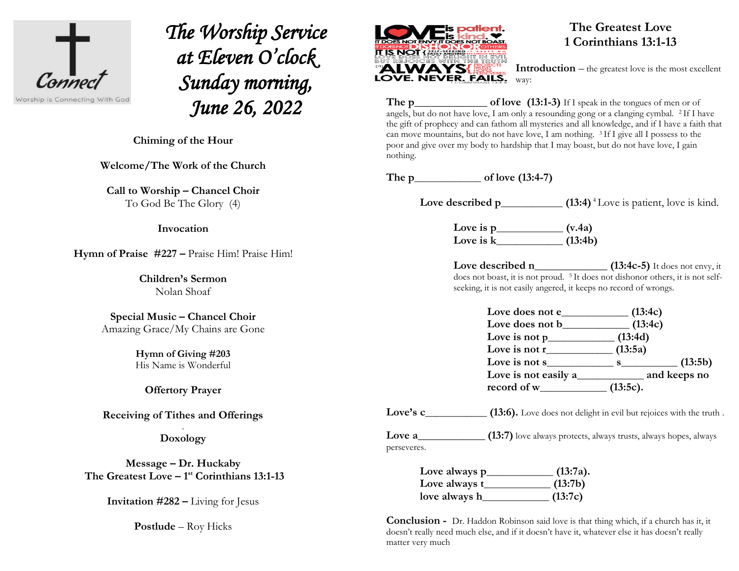# The Worship Service at Eleven O'clock Sunday morning, June 26, 2022

**Chiming of the Hour**

**Welcome/The Work of the Church**

**Call to Worship – Chancel Choir**
To God Be The Glory (4)

**Invocation**

**Hymn of Praise #227 –** Praise Him! Praise Him!

**Children's Sermon**
Nolan Shoaf

**Special Music – Chancel Choir**
Amazing Grace/My Chains are Gone

**Hymn of Giving #203**
His Name is Wonderful

**Offertory Prayer**

**Receiving of Tithes and Offerings**

**Doxology**

**Message – Dr. Huckaby**
**The Greatest Love – 1st Corinthians 13:1-13**

**Invitation #282 –** Living for Jesus

**Postlude** – Roy Hicks

## The Greatest Love
## 1 Corinthians 13:1-13

**Introduction** – the greatest love is the most excellent way:

**The p____________ of love (13:1-3)** If I speak in the tongues of men or of angels, but do not have love, I am only a resounding gong or a clanging cymbal. [2] If I have the gift of prophecy and can fathom all mysteries and all knowledge, and if I have a faith that can move mountains, but do not have love, I am nothing. [3] If I give all I possess to the poor and give over my body to hardship that I may boast, but do not have love, I gain nothing.

**The p___________ of love (13:4-7)**

**Love described p__________ (13:4)** [4] Love is patient, love is kind.

**Love is p___________ (v.4a)**
**Love is k___________ (13:4b)**

**Love described n____________ (13:4c-5)** It does not envy, it does not boast, it is not proud. [5] It does not dishonor others, it is not self-seeking, it is not easily angered, it keeps no record of wrongs.

**Love does not e___________ (13:4c)**
**Love does not b___________ (13:4c)**
**Love is not p___________ (13:4d)**
**Love is not r___________ (13:5a)**
**Love is not s___________ s__________ (13:5b)**
**Love is not easily a___________ and keeps no record of w___________ (13:5c).**

**Love's c__________ (13:6).** Love does not delight in evil but rejoices with the truth .

**Love a___________ (13:7)** love always protects, always trusts, always hopes, always perseveres.

**Love always p___________ (13:7a).**
**Love always t___________ (13:7b)**
**love always h___________ (13:7c)**

**Conclusion -** Dr. Haddon Robinson said love is that thing which, if a church has it, it doesn't really need much else, and if it doesn't have it, whatever else it has doesn't really matter very much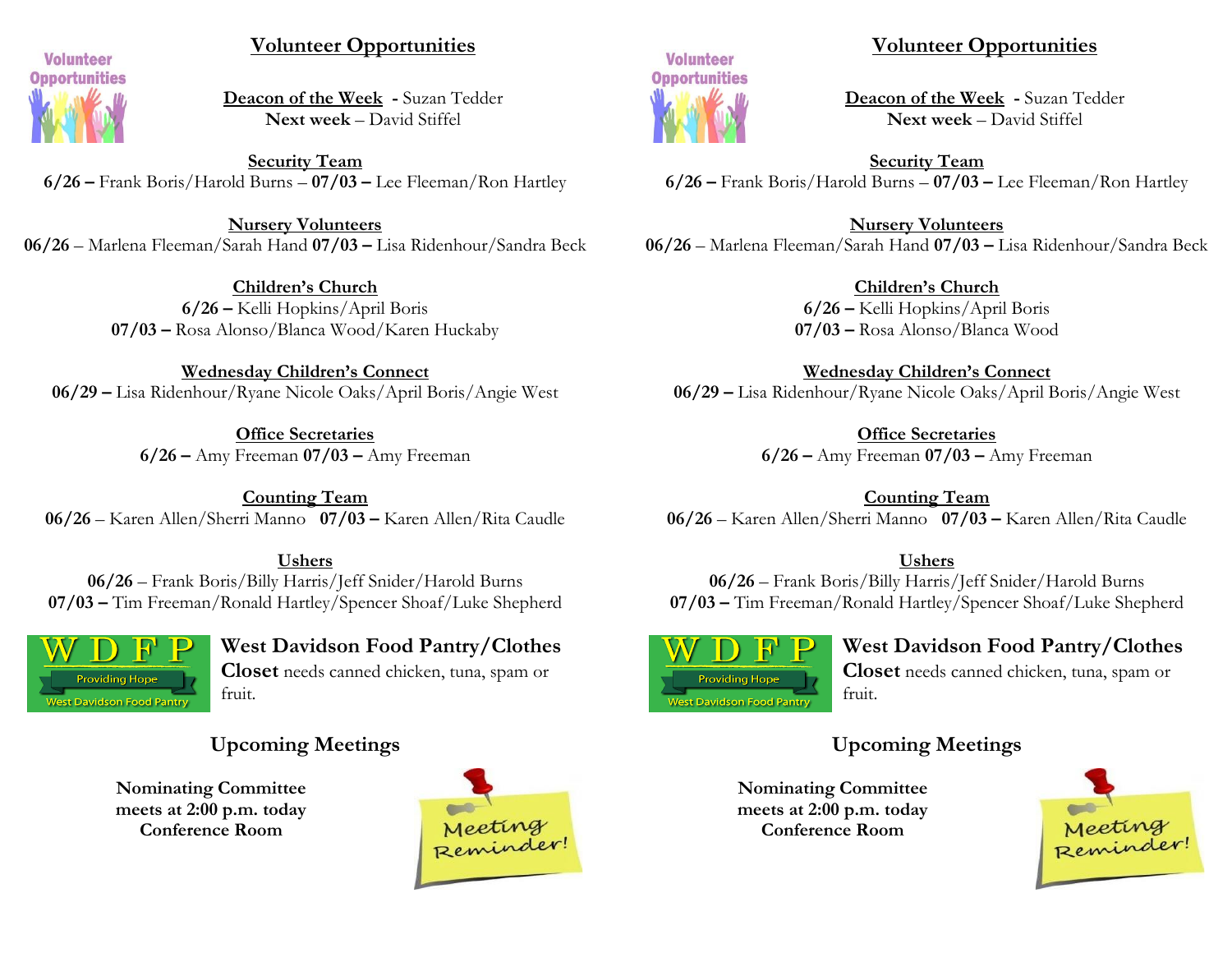## Volunteer Opportunities

**Deacon of the Week** - Suzan Tedder
**Next week** – David Stiffel

**Security Team**
**6/26 –** Frank Boris/Harold Burns – **07/03 –** Lee Fleeman/Ron Hartley

**Nursery Volunteers**
**06/26** – Marlena Fleeman/Sarah Hand **07/03 –** Lisa Ridenhour/Sandra Beck

**Children's Church**
**6/26 –** Kelli Hopkins/April Boris
**07/03 –** Rosa Alonso/Blanca Wood/Karen Huckaby

**Wednesday Children's Connect**
**06/29 –** Lisa Ridenhour/Ryane Nicole Oaks/April Boris/Angie West

**Office Secretaries**
**6/26 –** Amy Freeman **07/03 –** Amy Freeman

**Counting Team**
**06/26** – Karen Allen/Sherri Manno **07/03 –** Karen Allen/Rita Caudle

**Ushers**
**06/26** – Frank Boris/Billy Harris/Jeff Snider/Harold Burns
**07/03 –** Tim Freeman/Ronald Hartley/Spencer Shoaf/Luke Shepherd

**West Davidson Food Pantry/Clothes Closet** needs canned chicken, tuna, spam or fruit.

## Upcoming Meetings

**Nominating Committee meets at 2:00 p.m. today Conference Room**

## Volunteer Opportunities

**Deacon of the Week** - Suzan Tedder
**Next week** – David Stiffel

**Security Team**
**6/26 –** Frank Boris/Harold Burns – **07/03 –** Lee Fleeman/Ron Hartley

**Nursery Volunteers**
**06/26** – Marlena Fleeman/Sarah Hand **07/03 –** Lisa Ridenhour/Sandra Beck

**Children's Church**
**6/26 –** Kelli Hopkins/April Boris
**07/03 –** Rosa Alonso/Blanca Wood

**Wednesday Children's Connect**
**06/29 –** Lisa Ridenhour/Ryane Nicole Oaks/April Boris/Angie West

**Office Secretaries**
**6/26 –** Amy Freeman **07/03 –** Amy Freeman

**Counting Team**
**06/26** – Karen Allen/Sherri Manno **07/03 –** Karen Allen/Rita Caudle

**Ushers**
**06/26** – Frank Boris/Billy Harris/Jeff Snider/Harold Burns
**07/03 –** Tim Freeman/Ronald Hartley/Spencer Shoaf/Luke Shepherd

**West Davidson Food Pantry/Clothes Closet** needs canned chicken, tuna, spam or fruit.

## Upcoming Meetings

**Nominating Committee meets at 2:00 p.m. today Conference Room**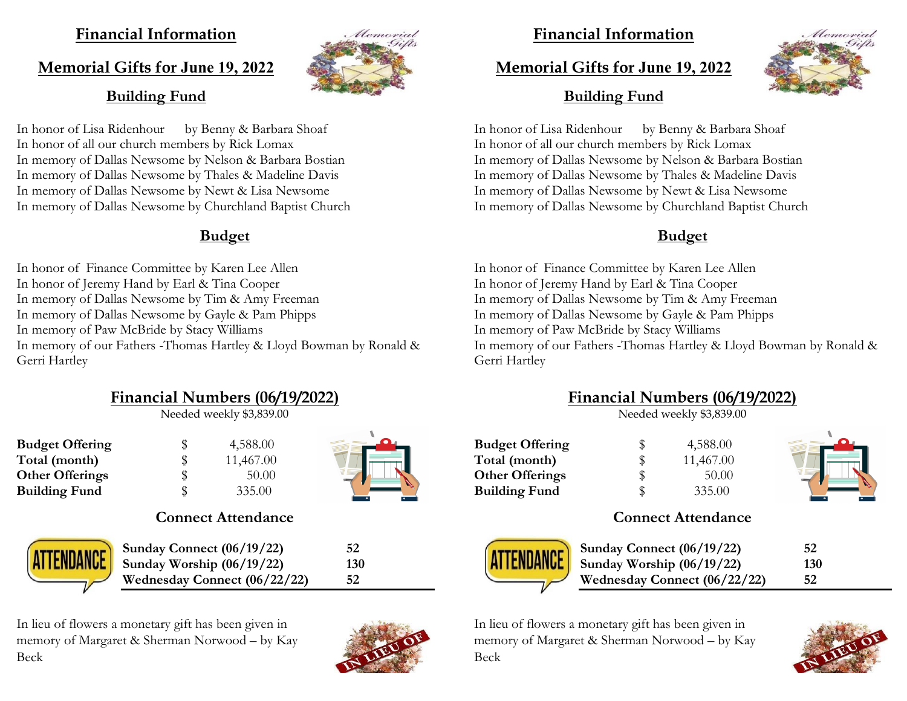# Financial Information

## Memorial Gifts for June 19, 2022

### Building Fund

In honor of Lisa Ridenhour by Benny & Barbara Shoaf
In honor of all our church members by Rick Lomax
In memory of Dallas Newsome by Nelson & Barbara Bostian
In memory of Dallas Newsome by Thales & Madeline Davis
In memory of Dallas Newsome by Newt & Lisa Newsome
In memory of Dallas Newsome by Churchland Baptist Church

### Budget

In honor of Finance Committee by Karen Lee Allen
In honor of Jeremy Hand by Earl & Tina Cooper
In memory of Dallas Newsome by Tim & Amy Freeman
In memory of Dallas Newsome by Gayle & Pam Phipps
In memory of Paw McBride by Stacy Williams
In memory of our Fathers -Thomas Hartley & Lloyd Bowman by Ronald & Gerri Hartley

## Financial Numbers (06/19/2022)

Needed weekly $3,839.00

| | | |
|---|---|---|
| **Budget Offering** | $ | 4,588.00 |
| **Total (month)** | $ | 11,467.00 |
| **Other Offerings** | $ | 50.00 |
| **Building Fund** | $ | 335.00 |

## Connect Attendance

| | |
|---|---|
| **Sunday Connect (06/19/22)** | **52** |
| **Sunday Worship (06/19/22)** | **130** |
| **Wednesday Connect (06/22/22)** | **52** |

In lieu of flowers a monetary gift has been given in memory of Margaret & Sherman Norwood – by Kay Beck

# Financial Information

## Memorial Gifts for June 19, 2022

### Building Fund

In honor of Lisa Ridenhour by Benny & Barbara Shoaf
In honor of all our church members by Rick Lomax
In memory of Dallas Newsome by Nelson & Barbara Bostian
In memory of Dallas Newsome by Thales & Madeline Davis
In memory of Dallas Newsome by Newt & Lisa Newsome
In memory of Dallas Newsome by Churchland Baptist Church

### Budget

In honor of Finance Committee by Karen Lee Allen
In honor of Jeremy Hand by Earl & Tina Cooper
In memory of Dallas Newsome by Tim & Amy Freeman
In memory of Dallas Newsome by Gayle & Pam Phipps
In memory of Paw McBride by Stacy Williams
In memory of our Fathers -Thomas Hartley & Lloyd Bowman by Ronald & Gerri Hartley

## Financial Numbers (06/19/2022)

Needed weekly $3,839.00

| | | |
|---|---|---|
| **Budget Offering** | $ | 4,588.00 |
| **Total (month)** | $ | 11,467.00 |
| **Other Offerings** | $ | 50.00 |
| **Building Fund** | $ | 335.00 |

## Connect Attendance

| | |
|---|---|
| **Sunday Connect (06/19/22)** | **52** |
| **Sunday Worship (06/19/22)** | **130** |
| **Wednesday Connect (06/22/22)** | **52** |

In lieu of flowers a monetary gift has been given in memory of Margaret & Sherman Norwood – by Kay Beck